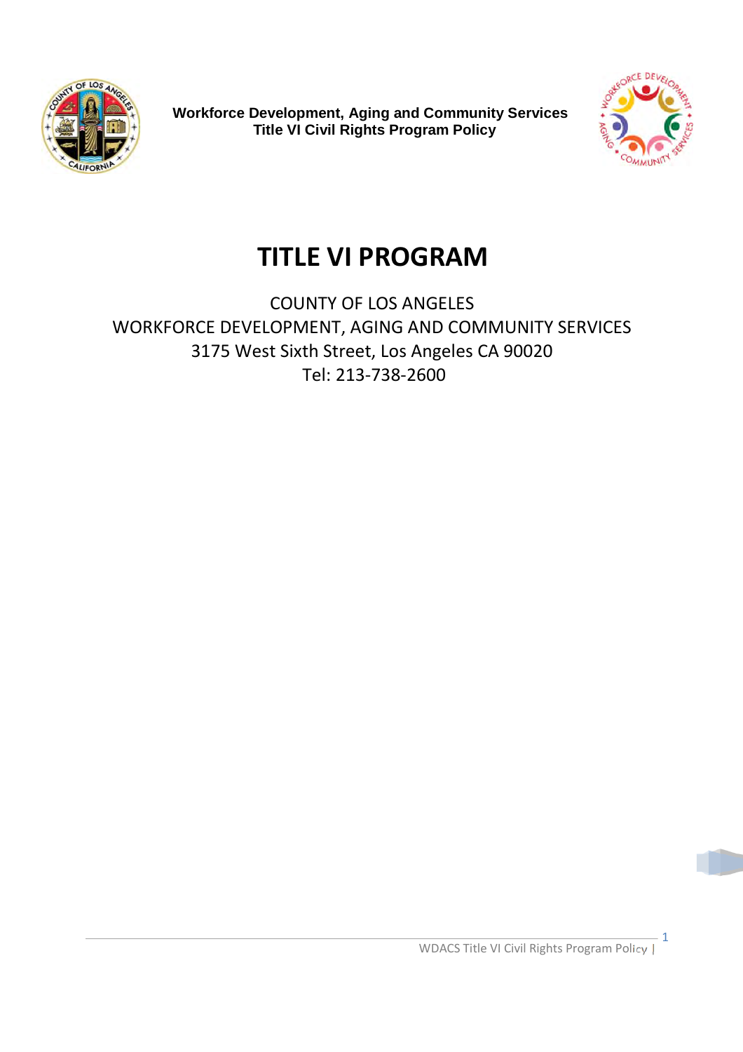**Workforce Development, Aging and Community Services**
**Title VI Civil Rights Program Policy**

# TITLE VI PROGRAM

COUNTY OF LOS ANGELES
WORKFORCE DEVELOPMENT, AGING AND COMMUNITY SERVICES
3175 West Sixth Street, Los Angeles CA 90020
Tel: 213-738-2600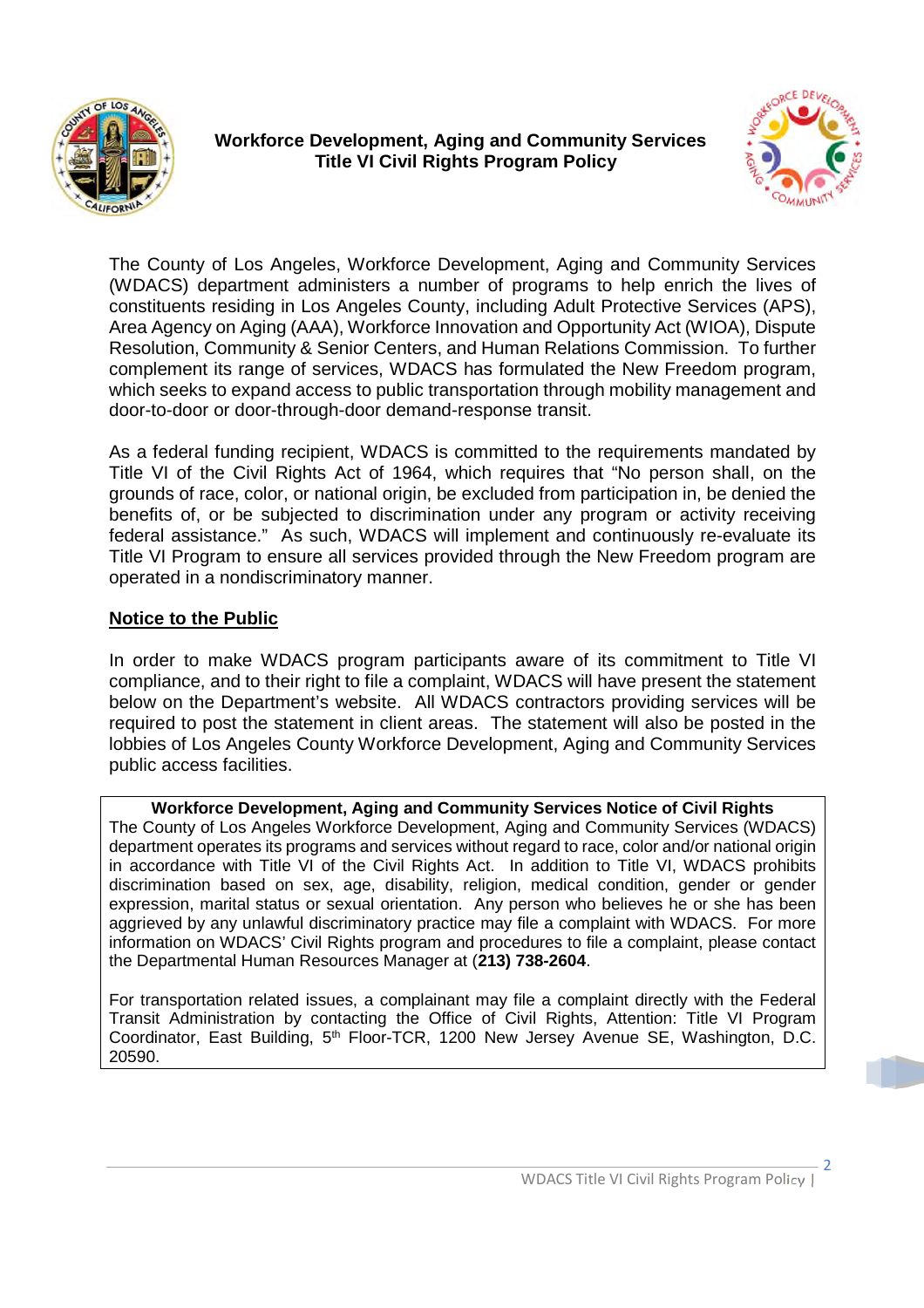**Workforce Development, Aging and Community Services**
**Title VI Civil Rights Program Policy**

The County of Los Angeles, Workforce Development, Aging and Community Services (WDACS) department administers a number of programs to help enrich the lives of constituents residing in Los Angeles County, including Adult Protective Services (APS), Area Agency on Aging (AAA), Workforce Innovation and Opportunity Act (WIOA), Dispute Resolution, Community & Senior Centers, and Human Relations Commission. To further complement its range of services, WDACS has formulated the New Freedom program, which seeks to expand access to public transportation through mobility management and door-to-door or door-through-door demand-response transit.

As a federal funding recipient, WDACS is committed to the requirements mandated by Title VI of the Civil Rights Act of 1964, which requires that "No person shall, on the grounds of race, color, or national origin, be excluded from participation in, be denied the benefits of, or be subjected to discrimination under any program or activity receiving federal assistance." As such, WDACS will implement and continuously re-evaluate its Title VI Program to ensure all services provided through the New Freedom program are operated in a nondiscriminatory manner.

## Notice to the Public

In order to make WDACS program participants aware of its commitment to Title VI compliance, and to their right to file a complaint, WDACS will have present the statement below on the Department's website. All WDACS contractors providing services will be required to post the statement in client areas. The statement will also be posted in the lobbies of Los Angeles County Workforce Development, Aging and Community Services public access facilities.

> **Workforce Development, Aging and Community Services Notice of Civil Rights**
>
> The County of Los Angeles Workforce Development, Aging and Community Services (WDACS) department operates its programs and services without regard to race, color and/or national origin in accordance with Title VI of the Civil Rights Act. In addition to Title VI, WDACS prohibits discrimination based on sex, age, disability, religion, medical condition, gender or gender expression, marital status or sexual orientation. Any person who believes he or she has been aggrieved by any unlawful discriminatory practice may file a complaint with WDACS. For more information on WDACS' Civil Rights program and procedures to file a complaint, please contact the Departmental Human Resources Manager at **(213) 738-2604**.
>
> For transportation related issues, a complainant may file a complaint directly with the Federal Transit Administration by contacting the Office of Civil Rights, Attention: Title VI Program Coordinator, East Building, 5th Floor-TCR, 1200 New Jersey Avenue SE, Washington, D.C. 20590.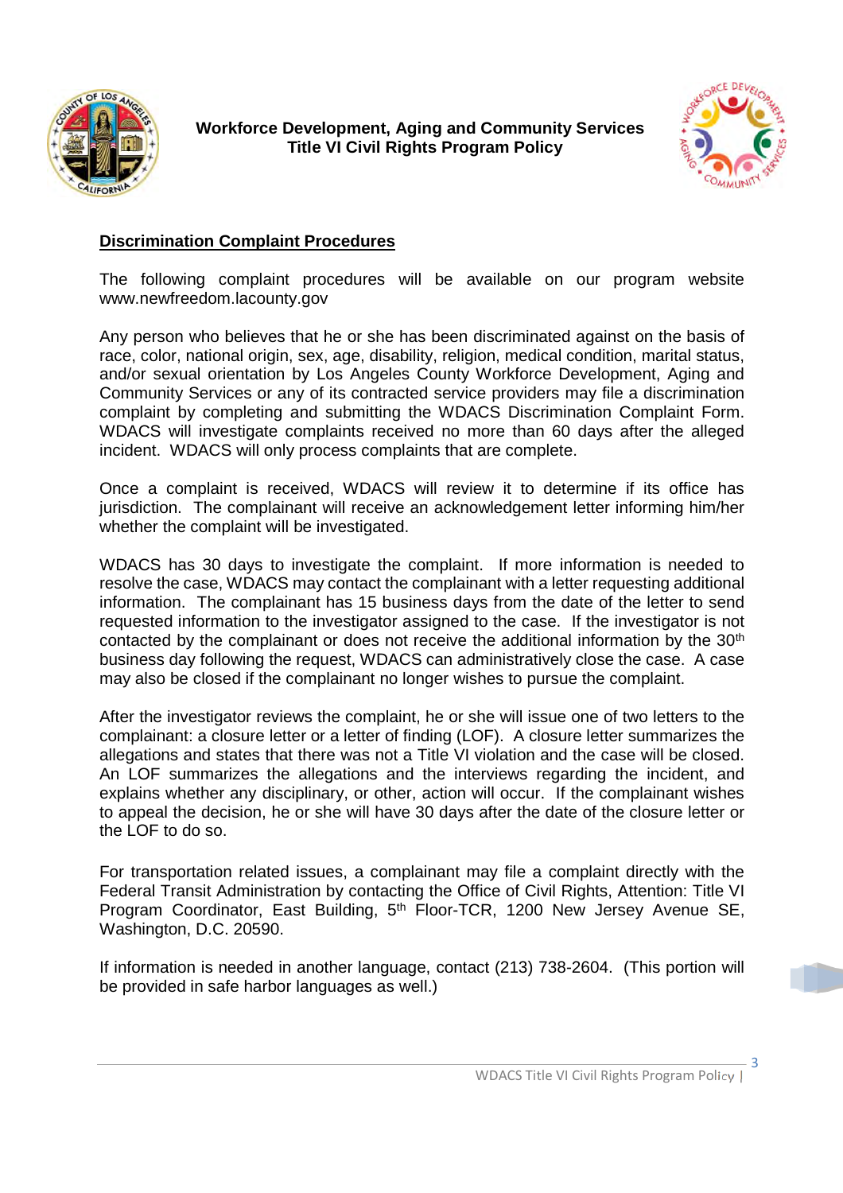## Discrimination Complaint Procedures

The following complaint procedures will be available on our program website www.newfreedom.lacounty.gov

Any person who believes that he or she has been discriminated against on the basis of race, color, national origin, sex, age, disability, religion, medical condition, marital status, and/or sexual orientation by Los Angeles County Workforce Development, Aging and Community Services or any of its contracted service providers may file a discrimination complaint by completing and submitting the WDACS Discrimination Complaint Form. WDACS will investigate complaints received no more than 60 days after the alleged incident. WDACS will only process complaints that are complete.

Once a complaint is received, WDACS will review it to determine if its office has jurisdiction. The complainant will receive an acknowledgement letter informing him/her whether the complaint will be investigated.

WDACS has 30 days to investigate the complaint. If more information is needed to resolve the case, WDACS may contact the complainant with a letter requesting additional information. The complainant has 15 business days from the date of the letter to send requested information to the investigator assigned to the case. If the investigator is not contacted by the complainant or does not receive the additional information by the 30th business day following the request, WDACS can administratively close the case. A case may also be closed if the complainant no longer wishes to pursue the complaint.

After the investigator reviews the complaint, he or she will issue one of two letters to the complainant: a closure letter or a letter of finding (LOF). A closure letter summarizes the allegations and states that there was not a Title VI violation and the case will be closed. An LOF summarizes the allegations and the interviews regarding the incident, and explains whether any disciplinary, or other, action will occur. If the complainant wishes to appeal the decision, he or she will have 30 days after the date of the closure letter or the LOF to do so.

For transportation related issues, a complainant may file a complaint directly with the Federal Transit Administration by contacting the Office of Civil Rights, Attention: Title VI Program Coordinator, East Building, 5th Floor-TCR, 1200 New Jersey Avenue SE, Washington, D.C. 20590.

If information is needed in another language, contact (213) 738-2604. (This portion will be provided in safe harbor languages as well.)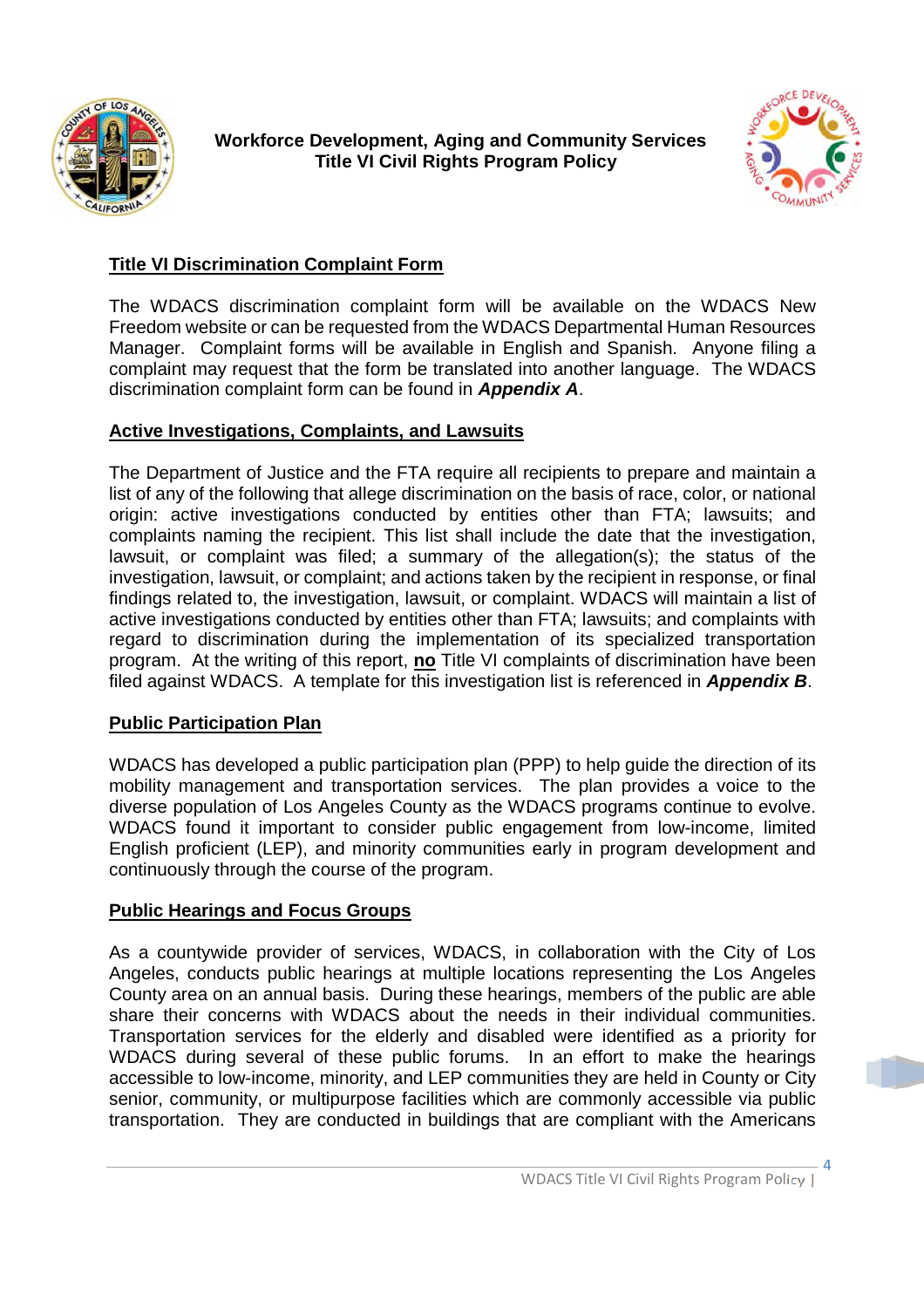## Title VI Discrimination Complaint Form

The WDACS discrimination complaint form will be available on the WDACS New Freedom website or can be requested from the WDACS Departmental Human Resources Manager. Complaint forms will be available in English and Spanish. Anyone filing a complaint may request that the form be translated into another language. The WDACS discrimination complaint form can be found in ***Appendix A***.

## Active Investigations, Complaints, and Lawsuits

The Department of Justice and the FTA require all recipients to prepare and maintain a list of any of the following that allege discrimination on the basis of race, color, or national origin: active investigations conducted by entities other than FTA; lawsuits; and complaints naming the recipient. This list shall include the date that the investigation, lawsuit, or complaint was filed; a summary of the allegation(s); the status of the investigation, lawsuit, or complaint; and actions taken by the recipient in response, or final findings related to, the investigation, lawsuit, or complaint. WDACS will maintain a list of active investigations conducted by entities other than FTA; lawsuits; and complaints with regard to discrimination during the implementation of its specialized transportation program. At the writing of this report, **no** Title VI complaints of discrimination have been filed against WDACS. A template for this investigation list is referenced in ***Appendix B***.

## Public Participation Plan

WDACS has developed a public participation plan (PPP) to help guide the direction of its mobility management and transportation services. The plan provides a voice to the diverse population of Los Angeles County as the WDACS programs continue to evolve. WDACS found it important to consider public engagement from low-income, limited English proficient (LEP), and minority communities early in program development and continuously through the course of the program.

## Public Hearings and Focus Groups

As a countywide provider of services, WDACS, in collaboration with the City of Los Angeles, conducts public hearings at multiple locations representing the Los Angeles County area on an annual basis. During these hearings, members of the public are able share their concerns with WDACS about the needs in their individual communities. Transportation services for the elderly and disabled were identified as a priority for WDACS during several of these public forums. In an effort to make the hearings accessible to low-income, minority, and LEP communities they are held in County or City senior, community, or multipurpose facilities which are commonly accessible via public transportation. They are conducted in buildings that are compliant with the Americans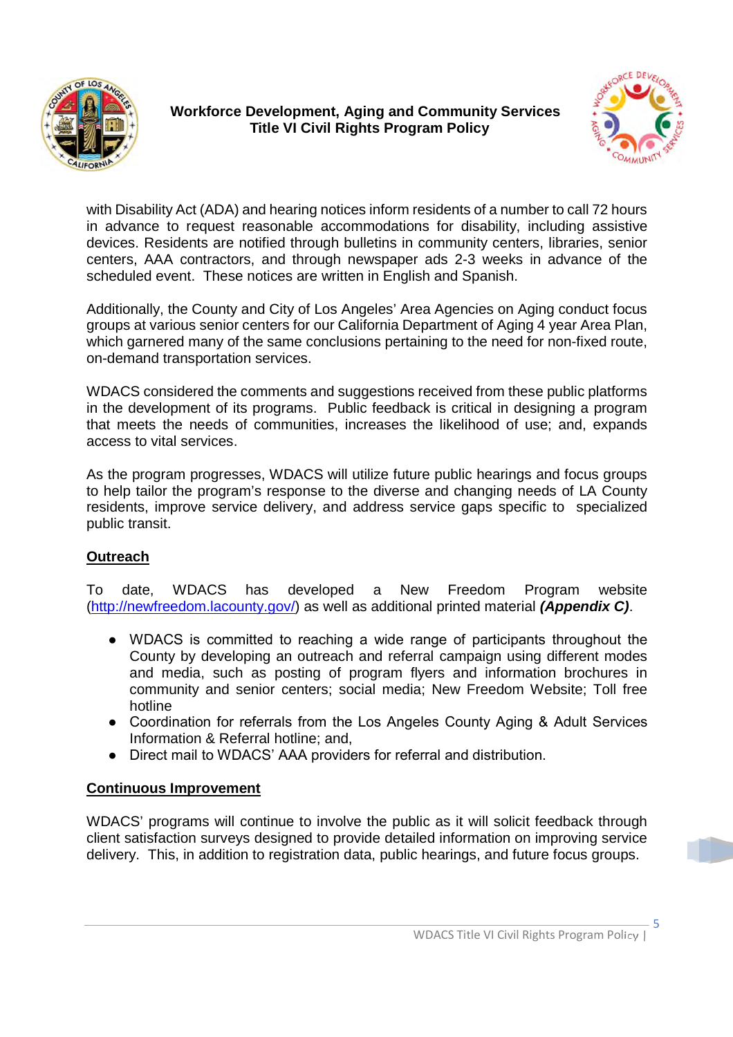with Disability Act (ADA) and hearing notices inform residents of a number to call 72 hours in advance to request reasonable accommodations for disability, including assistive devices. Residents are notified through bulletins in community centers, libraries, senior centers, AAA contractors, and through newspaper ads 2-3 weeks in advance of the scheduled event. These notices are written in English and Spanish.

Additionally, the County and City of Los Angeles' Area Agencies on Aging conduct focus groups at various senior centers for our California Department of Aging 4 year Area Plan, which garnered many of the same conclusions pertaining to the need for non-fixed route, on-demand transportation services.

WDACS considered the comments and suggestions received from these public platforms in the development of its programs. Public feedback is critical in designing a program that meets the needs of communities, increases the likelihood of use; and, expands access to vital services.

As the program progresses, WDACS will utilize future public hearings and focus groups to help tailor the program's response to the diverse and changing needs of LA County residents, improve service delivery, and address service gaps specific to specialized public transit.

## Outreach

To date, WDACS has developed a New Freedom Program website (http://newfreedom.lacounty.gov/) as well as additional printed material ***(Appendix C)***.

- WDACS is committed to reaching a wide range of participants throughout the County by developing an outreach and referral campaign using different modes and media, such as posting of program flyers and information brochures in community and senior centers; social media; New Freedom Website; Toll free hotline
- Coordination for referrals from the Los Angeles County Aging & Adult Services Information & Referral hotline; and,
- Direct mail to WDACS' AAA providers for referral and distribution.

## Continuous Improvement

WDACS' programs will continue to involve the public as it will solicit feedback through client satisfaction surveys designed to provide detailed information on improving service delivery. This, in addition to registration data, public hearings, and future focus groups.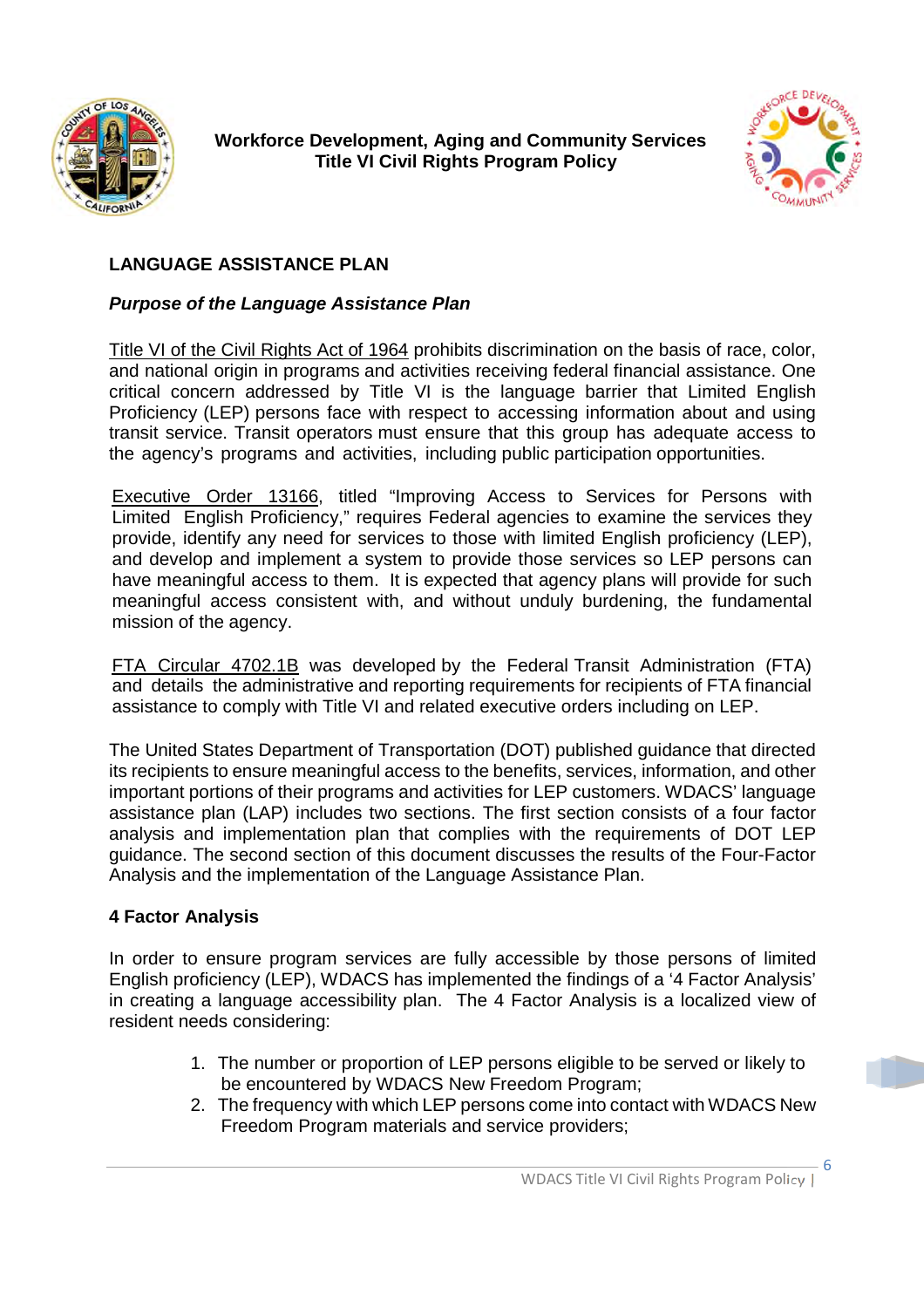## LANGUAGE ASSISTANCE PLAN

### *Purpose of the Language Assistance Plan*

Title VI of the Civil Rights Act of 1964 prohibits discrimination on the basis of race, color, and national origin in programs and activities receiving federal financial assistance. One critical concern addressed by Title VI is the language barrier that Limited English Proficiency (LEP) persons face with respect to accessing information about and using transit service. Transit operators must ensure that this group has adequate access to the agency's programs and activities, including public participation opportunities.

Executive Order 13166, titled "Improving Access to Services for Persons with Limited English Proficiency," requires Federal agencies to examine the services they provide, identify any need for services to those with limited English proficiency (LEP), and develop and implement a system to provide those services so LEP persons can have meaningful access to them. It is expected that agency plans will provide for such meaningful access consistent with, and without unduly burdening, the fundamental mission of the agency.

FTA Circular 4702.1B was developed by the Federal Transit Administration (FTA) and details the administrative and reporting requirements for recipients of FTA financial assistance to comply with Title VI and related executive orders including on LEP.

The United States Department of Transportation (DOT) published guidance that directed its recipients to ensure meaningful access to the benefits, services, information, and other important portions of their programs and activities for LEP customers. WDACS' language assistance plan (LAP) includes two sections. The first section consists of a four factor analysis and implementation plan that complies with the requirements of DOT LEP guidance. The second section of this document discusses the results of the Four-Factor Analysis and the implementation of the Language Assistance Plan.

### 4 Factor Analysis

In order to ensure program services are fully accessible by those persons of limited English proficiency (LEP), WDACS has implemented the findings of a '4 Factor Analysis' in creating a language accessibility plan. The 4 Factor Analysis is a localized view of resident needs considering:

1. The number or proportion of LEP persons eligible to be served or likely to be encountered by WDACS New Freedom Program;
2. The frequency with which LEP persons come into contact with WDACS New Freedom Program materials and service providers;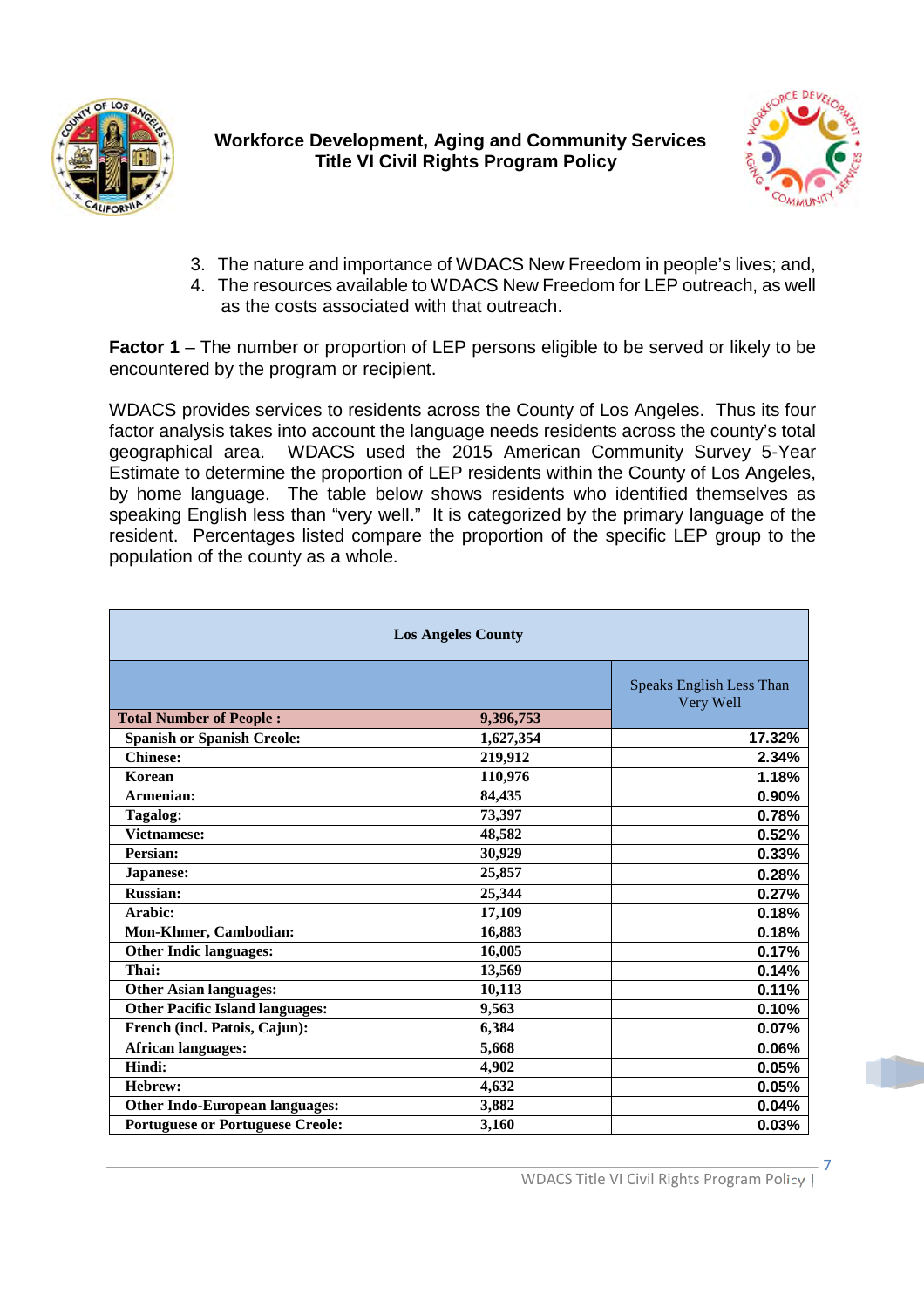3. The nature and importance of WDACS New Freedom in people's lives; and,
4. The resources available to WDACS New Freedom for LEP outreach, as well as the costs associated with that outreach.

**Factor 1** – The number or proportion of LEP persons eligible to be served or likely to be encountered by the program or recipient.

WDACS provides services to residents across the County of Los Angeles. Thus its four factor analysis takes into account the language needs residents across the county's total geographical area. WDACS used the 2015 American Community Survey 5-Year Estimate to determine the proportion of LEP residents within the County of Los Angeles, by home language. The table below shows residents who identified themselves as speaking English less than "very well." It is categorized by the primary language of the resident. Percentages listed compare the proportion of the specific LEP group to the population of the county as a whole.

| Los Angeles County | | |
|---|---|---|
| | | Speaks English Less Than Very Well |
| **Total Number of People :** | **9,396,753** | |
| **Spanish or Spanish Creole:** | **1,627,354** | **17.32%** |
| **Chinese:** | **219,912** | **2.34%** |
| **Korean** | **110,976** | **1.18%** |
| **Armenian:** | **84,435** | **0.90%** |
| **Tagalog:** | **73,397** | **0.78%** |
| **Vietnamese:** | **48,582** | **0.52%** |
| **Persian:** | **30,929** | **0.33%** |
| **Japanese:** | **25,857** | **0.28%** |
| **Russian:** | **25,344** | **0.27%** |
| **Arabic:** | **17,109** | **0.18%** |
| **Mon-Khmer, Cambodian:** | **16,883** | **0.18%** |
| **Other Indic languages:** | **16,005** | **0.17%** |
| **Thai:** | **13,569** | **0.14%** |
| **Other Asian languages:** | **10,113** | **0.11%** |
| **Other Pacific Island languages:** | **9,563** | **0.10%** |
| **French (incl. Patois, Cajun):** | **6,384** | **0.07%** |
| **African languages:** | **5,668** | **0.06%** |
| **Hindi:** | **4,902** | **0.05%** |
| **Hebrew:** | **4,632** | **0.05%** |
| **Other Indo-European languages:** | **3,882** | **0.04%** |
| **Portuguese or Portuguese Creole:** | **3,160** | **0.03%** |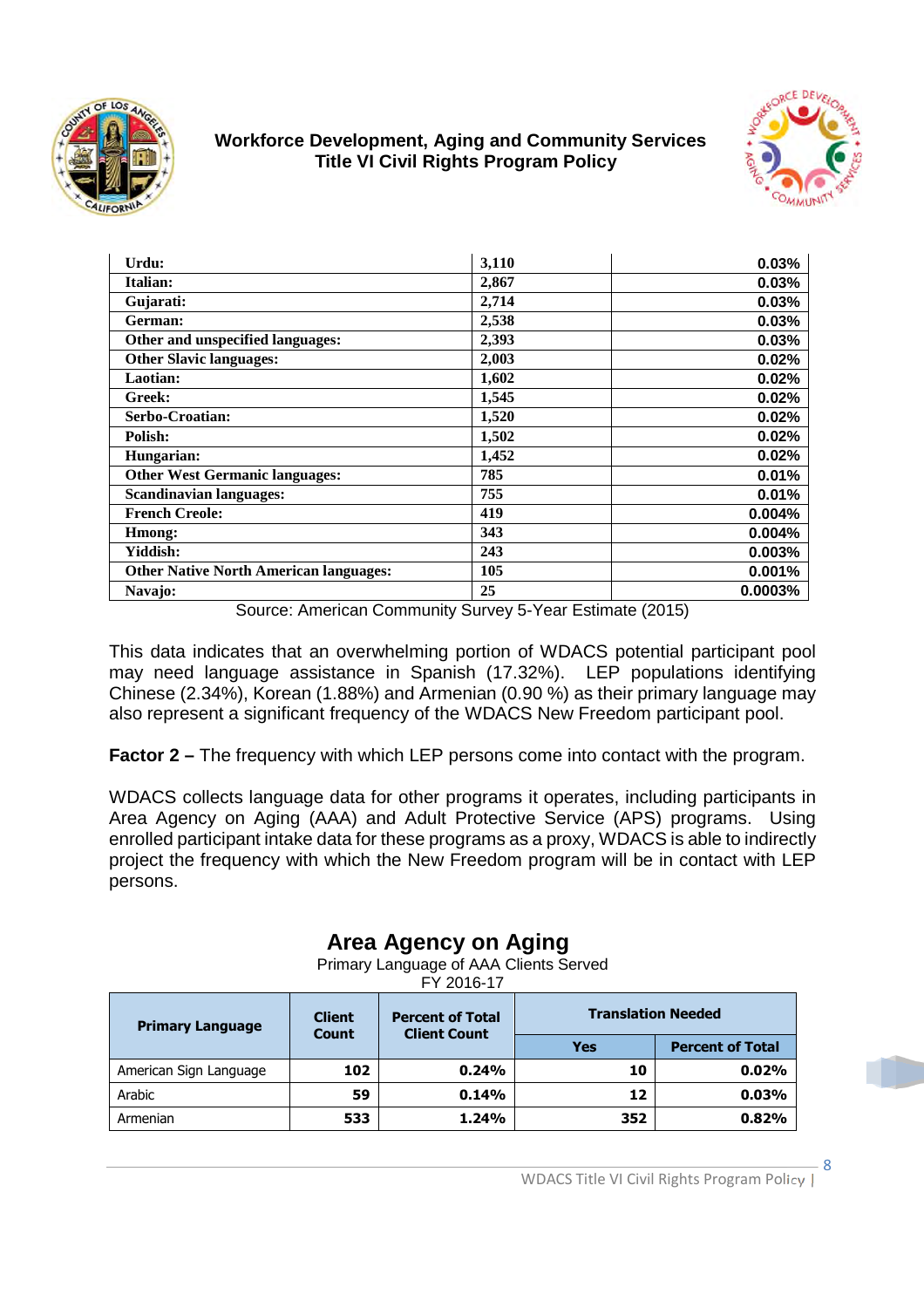| | | |
|---|---|---|
| **Urdu:** | **3,110** | **0.03%** |
| **Italian:** | **2,867** | **0.03%** |
| **Gujarati:** | **2,714** | **0.03%** |
| **German:** | **2,538** | **0.03%** |
| **Other and unspecified languages:** | **2,393** | **0.03%** |
| **Other Slavic languages:** | **2,003** | **0.02%** |
| **Laotian:** | **1,602** | **0.02%** |
| **Greek:** | **1,545** | **0.02%** |
| **Serbo-Croatian:** | **1,520** | **0.02%** |
| **Polish:** | **1,502** | **0.02%** |
| **Hungarian:** | **1,452** | **0.02%** |
| **Other West Germanic languages:** | **785** | **0.01%** |
| **Scandinavian languages:** | **755** | **0.01%** |
| **French Creole:** | **419** | **0.004%** |
| **Hmong:** | **343** | **0.004%** |
| **Yiddish:** | **243** | **0.003%** |
| **Other Native North American languages:** | **105** | **0.001%** |
| **Navajo:** | **25** | **0.0003%** |

Source: American Community Survey 5-Year Estimate (2015)

This data indicates that an overwhelming portion of WDACS potential participant pool may need language assistance in Spanish (17.32%). LEP populations identifying Chinese (2.34%), Korean (1.88%) and Armenian (0.90 %) as their primary language may also represent a significant frequency of the WDACS New Freedom participant pool.

**Factor 2 –** The frequency with which LEP persons come into contact with the program.

WDACS collects language data for other programs it operates, including participants in Area Agency on Aging (AAA) and Adult Protective Service (APS) programs. Using enrolled participant intake data for these programs as a proxy, WDACS is able to indirectly project the frequency with which the New Freedom program will be in contact with LEP persons.

## Area Agency on Aging

Primary Language of AAA Clients Served
FY 2016-17

| Primary Language | Client Count | Percent of Total Client Count | Translation Needed | |
|---|---|---|---|---|
| | | | Yes | Percent of Total |
| American Sign Language | **102** | **0.24%** | **10** | **0.02%** |
| Arabic | **59** | **0.14%** | **12** | **0.03%** |
| Armenian | **533** | **1.24%** | **352** | **0.82%** |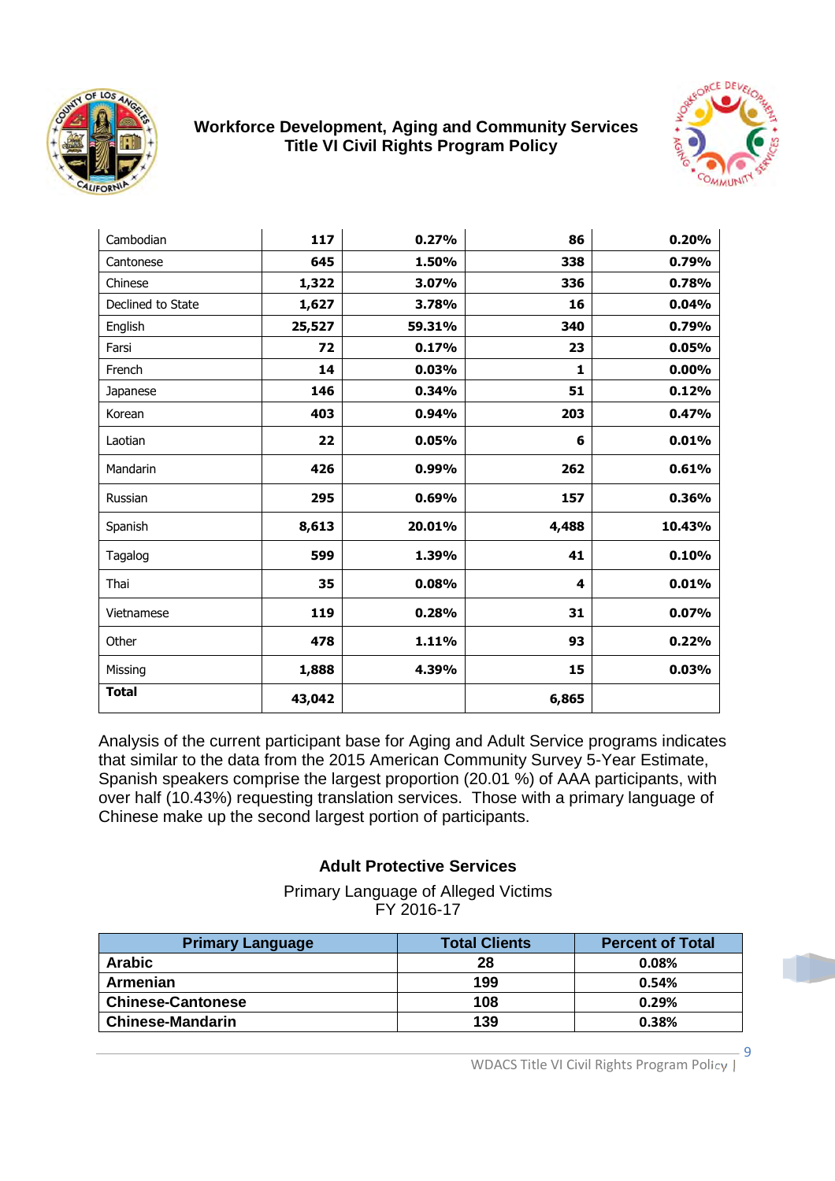| | | | | |
|---|---|---|---|---|
| Cambodian | 117 | 0.27% | 86 | 0.20% |
| Cantonese | 645 | 1.50% | 338 | 0.79% |
| Chinese | 1,322 | 3.07% | 336 | 0.78% |
| Declined to State | 1,627 | 3.78% | 16 | 0.04% |
| English | 25,527 | 59.31% | 340 | 0.79% |
| Farsi | 72 | 0.17% | 23 | 0.05% |
| French | 14 | 0.03% | 1 | 0.00% |
| Japanese | 146 | 0.34% | 51 | 0.12% |
| Korean | 403 | 0.94% | 203 | 0.47% |
| Laotian | 22 | 0.05% | 6 | 0.01% |
| Mandarin | 426 | 0.99% | 262 | 0.61% |
| Russian | 295 | 0.69% | 157 | 0.36% |
| Spanish | 8,613 | 20.01% | 4,488 | 10.43% |
| Tagalog | 599 | 1.39% | 41 | 0.10% |
| Thai | 35 | 0.08% | 4 | 0.01% |
| Vietnamese | 119 | 0.28% | 31 | 0.07% |
| Other | 478 | 1.11% | 93 | 0.22% |
| Missing | 1,888 | 4.39% | 15 | 0.03% |
| **Total** | 43,042 | | 6,865 | |

Analysis of the current participant base for Aging and Adult Service programs indicates that similar to the data from the 2015 American Community Survey 5-Year Estimate, Spanish speakers comprise the largest proportion (20.01 %) of AAA participants, with over half (10.43%) requesting translation services. Those with a primary language of Chinese make up the second largest portion of participants.

### Adult Protective Services

Primary Language of Alleged Victims
FY 2016-17

| Primary Language | Total Clients | Percent of Total |
|---|---|---|
| **Arabic** | 28 | 0.08% |
| **Armenian** | 199 | 0.54% |
| **Chinese-Cantonese** | 108 | 0.29% |
| **Chinese-Mandarin** | 139 | 0.38% |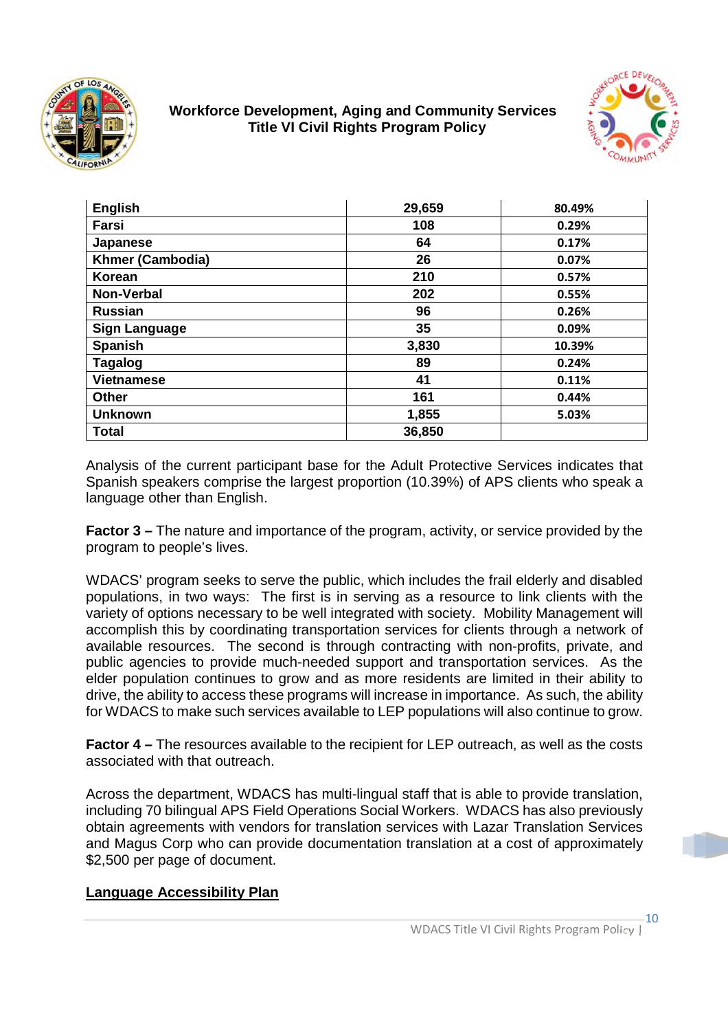| English | 29,659 | 80.49% |
|---|---|---|
| Farsi | 108 | 0.29% |
| Japanese | 64 | 0.17% |
| Khmer (Cambodia) | 26 | 0.07% |
| Korean | 210 | 0.57% |
| Non-Verbal | 202 | 0.55% |
| Russian | 96 | 0.26% |
| Sign Language | 35 | 0.09% |
| Spanish | 3,830 | 10.39% |
| Tagalog | 89 | 0.24% |
| Vietnamese | 41 | 0.11% |
| Other | 161 | 0.44% |
| Unknown | 1,855 | 5.03% |
| Total | 36,850 | |

Analysis of the current participant base for the Adult Protective Services indicates that Spanish speakers comprise the largest proportion (10.39%) of APS clients who speak a language other than English.

**Factor 3 –** The nature and importance of the program, activity, or service provided by the program to people's lives.

WDACS' program seeks to serve the public, which includes the frail elderly and disabled populations, in two ways: The first is in serving as a resource to link clients with the variety of options necessary to be well integrated with society. Mobility Management will accomplish this by coordinating transportation services for clients through a network of available resources. The second is through contracting with non-profits, private, and public agencies to provide much-needed support and transportation services. As the elder population continues to grow and as more residents are limited in their ability to drive, the ability to access these programs will increase in importance. As such, the ability for WDACS to make such services available to LEP populations will also continue to grow.

**Factor 4 –** The resources available to the recipient for LEP outreach, as well as the costs associated with that outreach.

Across the department, WDACS has multi-lingual staff that is able to provide translation, including 70 bilingual APS Field Operations Social Workers. WDACS has also previously obtain agreements with vendors for translation services with Lazar Translation Services and Magus Corp who can provide documentation translation at a cost of approximately $2,500 per page of document.

## Language Accessibility Plan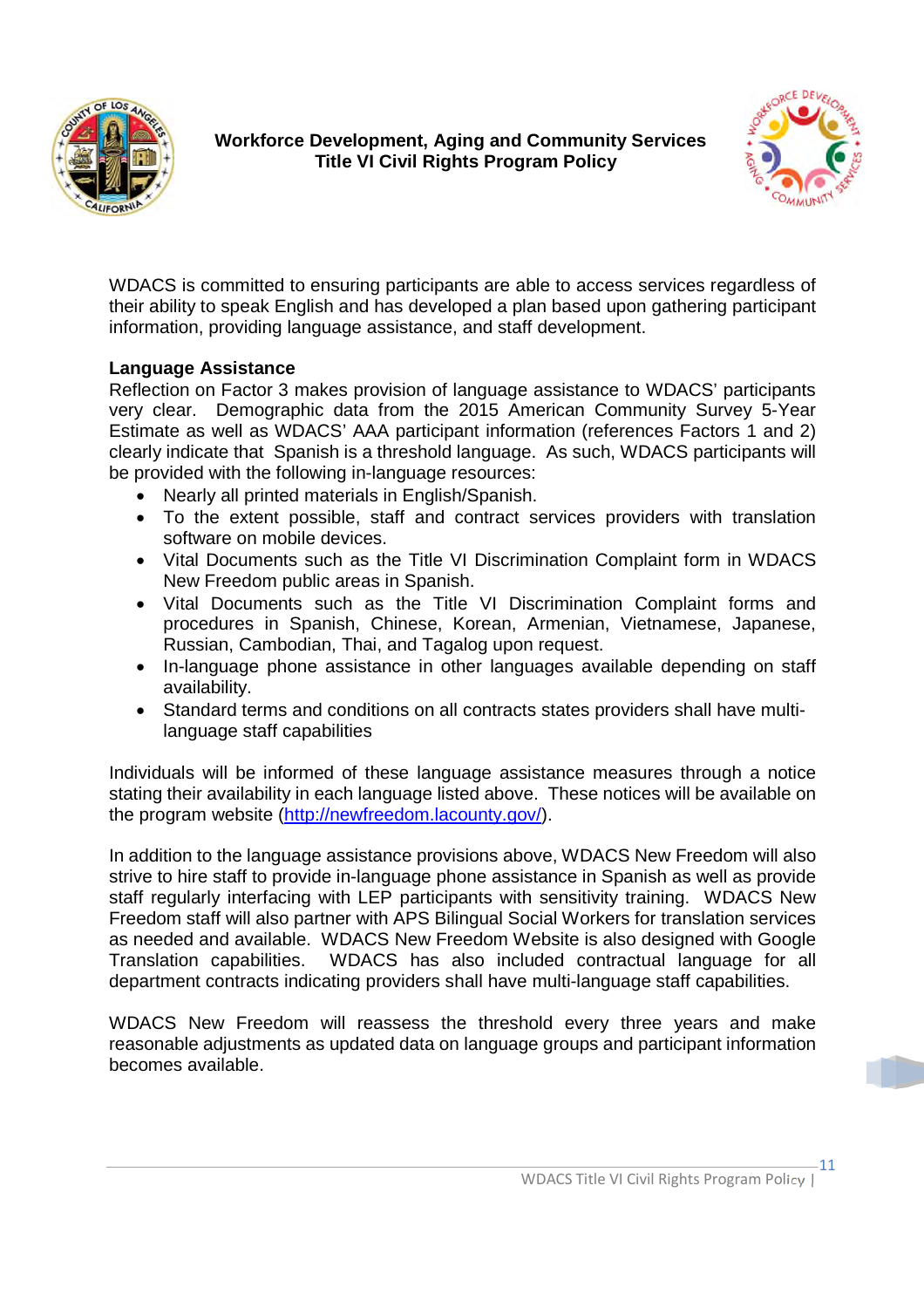WDACS is committed to ensuring participants are able to access services regardless of their ability to speak English and has developed a plan based upon gathering participant information, providing language assistance, and staff development.

**Language Assistance**

Reflection on Factor 3 makes provision of language assistance to WDACS' participants very clear. Demographic data from the 2015 American Community Survey 5-Year Estimate as well as WDACS' AAA participant information (references Factors 1 and 2) clearly indicate that Spanish is a threshold language. As such, WDACS participants will be provided with the following in-language resources:

- Nearly all printed materials in English/Spanish.
- To the extent possible, staff and contract services providers with translation software on mobile devices.
- Vital Documents such as the Title VI Discrimination Complaint form in WDACS New Freedom public areas in Spanish.
- Vital Documents such as the Title VI Discrimination Complaint forms and procedures in Spanish, Chinese, Korean, Armenian, Vietnamese, Japanese, Russian, Cambodian, Thai, and Tagalog upon request.
- In-language phone assistance in other languages available depending on staff availability.
- Standard terms and conditions on all contracts states providers shall have multi-language staff capabilities

Individuals will be informed of these language assistance measures through a notice stating their availability in each language listed above. These notices will be available on the program website (http://newfreedom.lacounty.gov/).

In addition to the language assistance provisions above, WDACS New Freedom will also strive to hire staff to provide in-language phone assistance in Spanish as well as provide staff regularly interfacing with LEP participants with sensitivity training. WDACS New Freedom staff will also partner with APS Bilingual Social Workers for translation services as needed and available. WDACS New Freedom Website is also designed with Google Translation capabilities. WDACS has also included contractual language for all department contracts indicating providers shall have multi-language staff capabilities.

WDACS New Freedom will reassess the threshold every three years and make reasonable adjustments as updated data on language groups and participant information becomes available.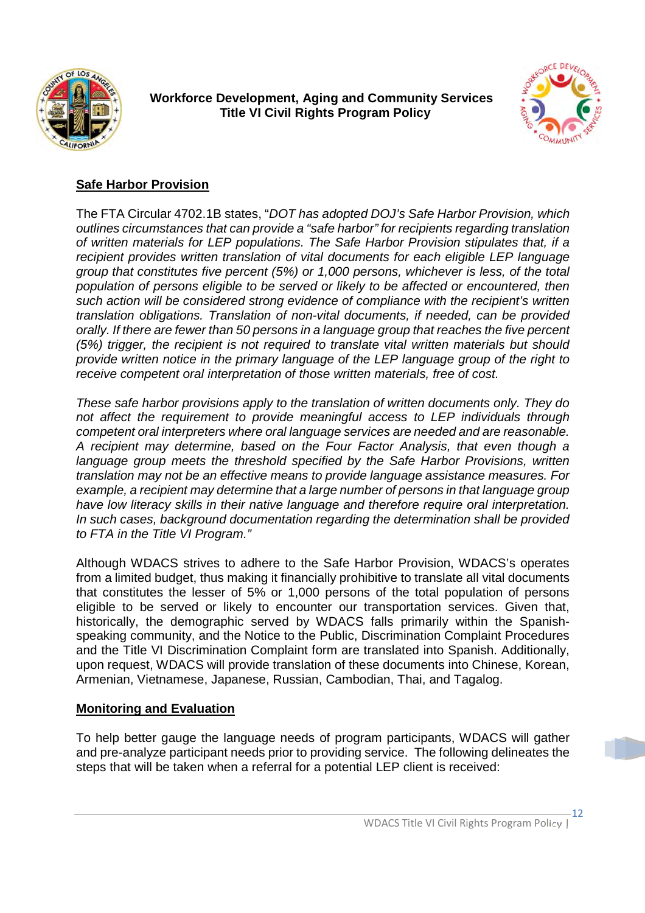## Safe Harbor Provision

The FTA Circular 4702.1B states, "*DOT has adopted DOJ's Safe Harbor Provision, which outlines circumstances that can provide a "safe harbor" for recipients regarding translation of written materials for LEP populations. The Safe Harbor Provision stipulates that, if a recipient provides written translation of vital documents for each eligible LEP language group that constitutes five percent (5%) or 1,000 persons, whichever is less, of the total population of persons eligible to be served or likely to be affected or encountered, then such action will be considered strong evidence of compliance with the recipient's written translation obligations. Translation of non-vital documents, if needed, can be provided orally. If there are fewer than 50 persons in a language group that reaches the five percent (5%) trigger, the recipient is not required to translate vital written materials but should provide written notice in the primary language of the LEP language group of the right to receive competent oral interpretation of those written materials, free of cost.*

*These safe harbor provisions apply to the translation of written documents only. They do not affect the requirement to provide meaningful access to LEP individuals through competent oral interpreters where oral language services are needed and are reasonable. A recipient may determine, based on the Four Factor Analysis, that even though a language group meets the threshold specified by the Safe Harbor Provisions, written translation may not be an effective means to provide language assistance measures. For example, a recipient may determine that a large number of persons in that language group have low literacy skills in their native language and therefore require oral interpretation. In such cases, background documentation regarding the determination shall be provided to FTA in the Title VI Program."*

Although WDACS strives to adhere to the Safe Harbor Provision, WDACS's operates from a limited budget, thus making it financially prohibitive to translate all vital documents that constitutes the lesser of 5% or 1,000 persons of the total population of persons eligible to be served or likely to encounter our transportation services. Given that, historically, the demographic served by WDACS falls primarily within the Spanish-speaking community, and the Notice to the Public, Discrimination Complaint Procedures and the Title VI Discrimination Complaint form are translated into Spanish. Additionally, upon request, WDACS will provide translation of these documents into Chinese, Korean, Armenian, Vietnamese, Japanese, Russian, Cambodian, Thai, and Tagalog.

## Monitoring and Evaluation

To help better gauge the language needs of program participants, WDACS will gather and pre-analyze participant needs prior to providing service. The following delineates the steps that will be taken when a referral for a potential LEP client is received: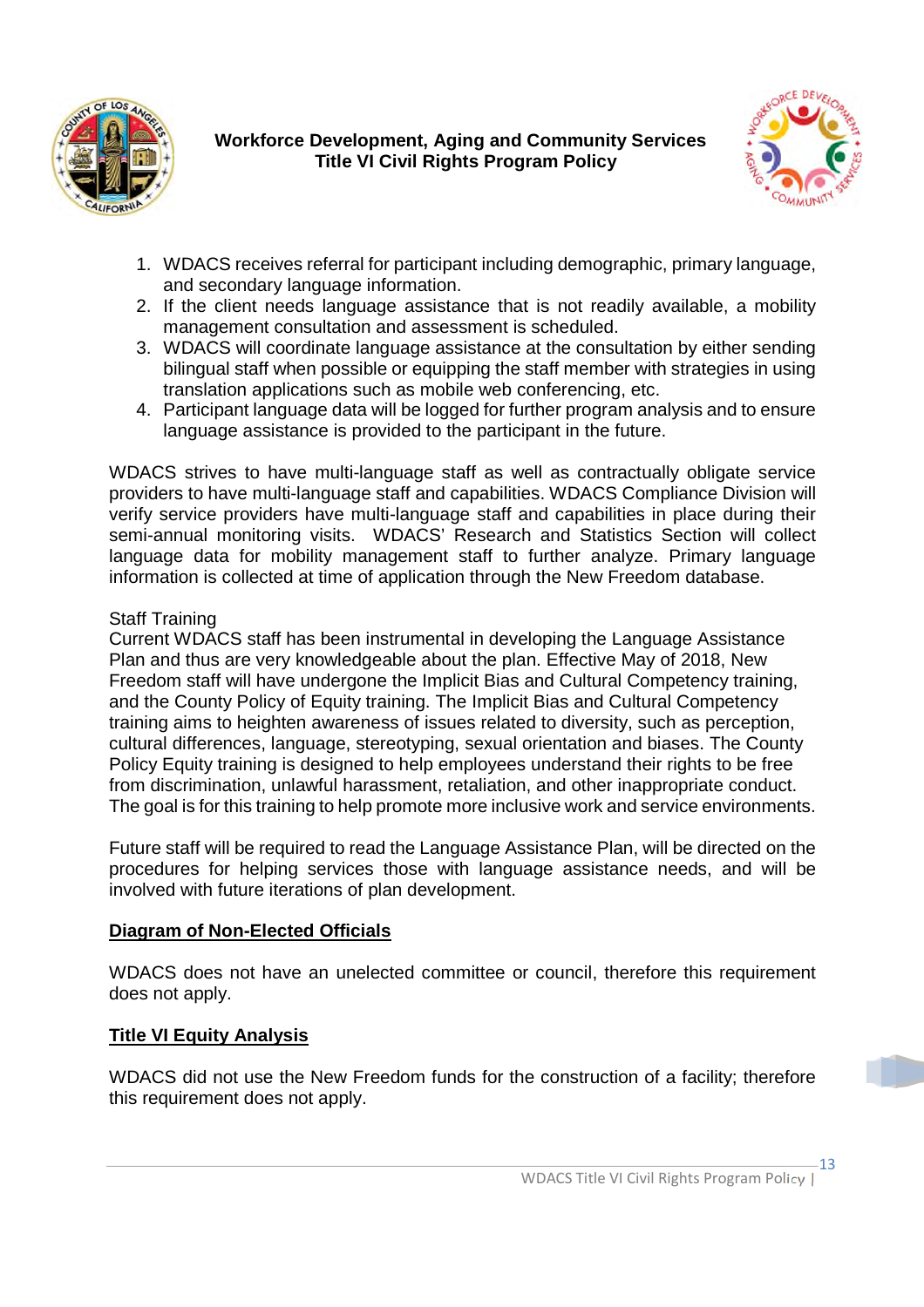1. WDACS receives referral for participant including demographic, primary language, and secondary language information.
2. If the client needs language assistance that is not readily available, a mobility management consultation and assessment is scheduled.
3. WDACS will coordinate language assistance at the consultation by either sending bilingual staff when possible or equipping the staff member with strategies in using translation applications such as mobile web conferencing, etc.
4. Participant language data will be logged for further program analysis and to ensure language assistance is provided to the participant in the future.

WDACS strives to have multi-language staff as well as contractually obligate service providers to have multi-language staff and capabilities. WDACS Compliance Division will verify service providers have multi-language staff and capabilities in place during their semi-annual monitoring visits. WDACS' Research and Statistics Section will collect language data for mobility management staff to further analyze. Primary language information is collected at time of application through the New Freedom database.

Staff Training
Current WDACS staff has been instrumental in developing the Language Assistance Plan and thus are very knowledgeable about the plan. Effective May of 2018, New Freedom staff will have undergone the Implicit Bias and Cultural Competency training, and the County Policy of Equity training. The Implicit Bias and Cultural Competency training aims to heighten awareness of issues related to diversity, such as perception, cultural differences, language, stereotyping, sexual orientation and biases. The County Policy Equity training is designed to help employees understand their rights to be free from discrimination, unlawful harassment, retaliation, and other inappropriate conduct. The goal is for this training to help promote more inclusive work and service environments.

Future staff will be required to read the Language Assistance Plan, will be directed on the procedures for helping services those with language assistance needs, and will be involved with future iterations of plan development.

## Diagram of Non-Elected Officials

WDACS does not have an unelected committee or council, therefore this requirement does not apply.

## Title VI Equity Analysis

WDACS did not use the New Freedom funds for the construction of a facility; therefore this requirement does not apply.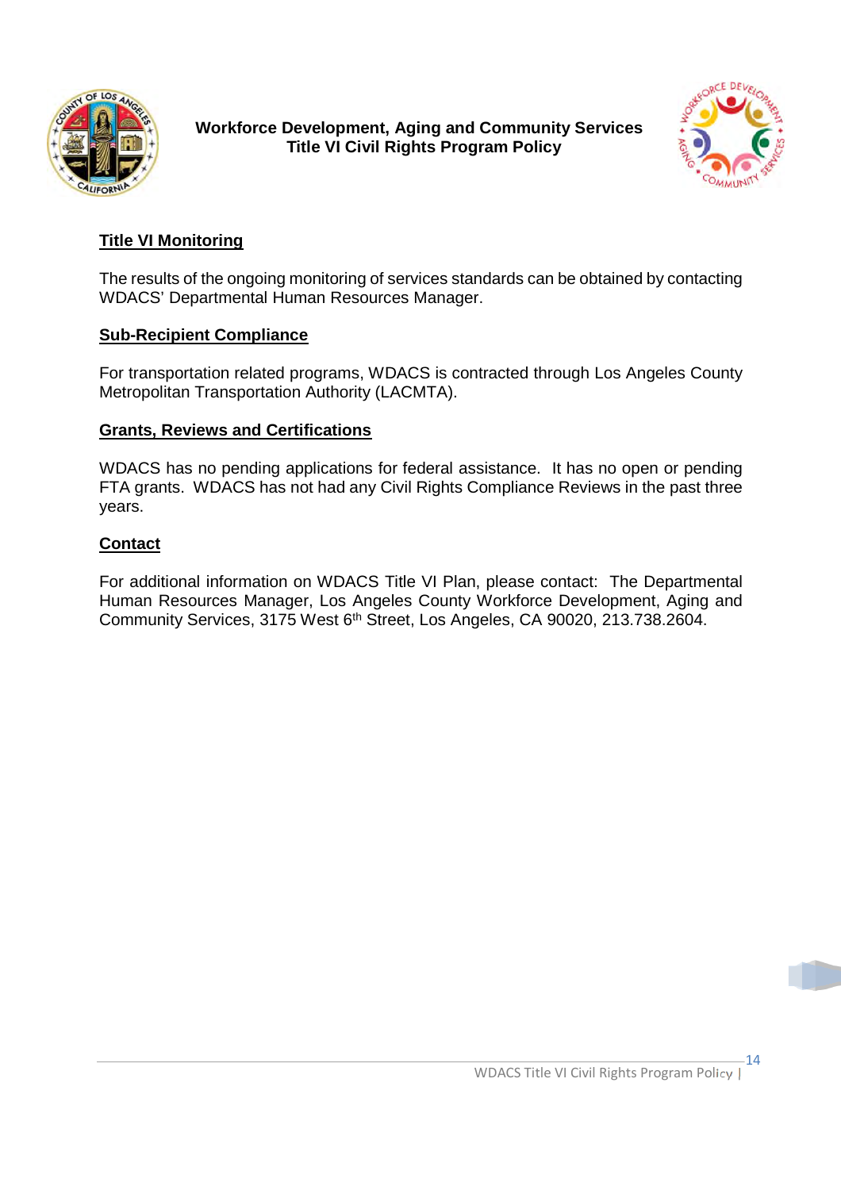## Title VI Monitoring

The results of the ongoing monitoring of services standards can be obtained by contacting WDACS' Departmental Human Resources Manager.

## Sub-Recipient Compliance

For transportation related programs, WDACS is contracted through Los Angeles County Metropolitan Transportation Authority (LACMTA).

## Grants, Reviews and Certifications

WDACS has no pending applications for federal assistance. It has no open or pending FTA grants. WDACS has not had any Civil Rights Compliance Reviews in the past three years.

## Contact

For additional information on WDACS Title VI Plan, please contact: The Departmental Human Resources Manager, Los Angeles County Workforce Development, Aging and Community Services, 3175 West 6th Street, Los Angeles, CA 90020, 213.738.2604.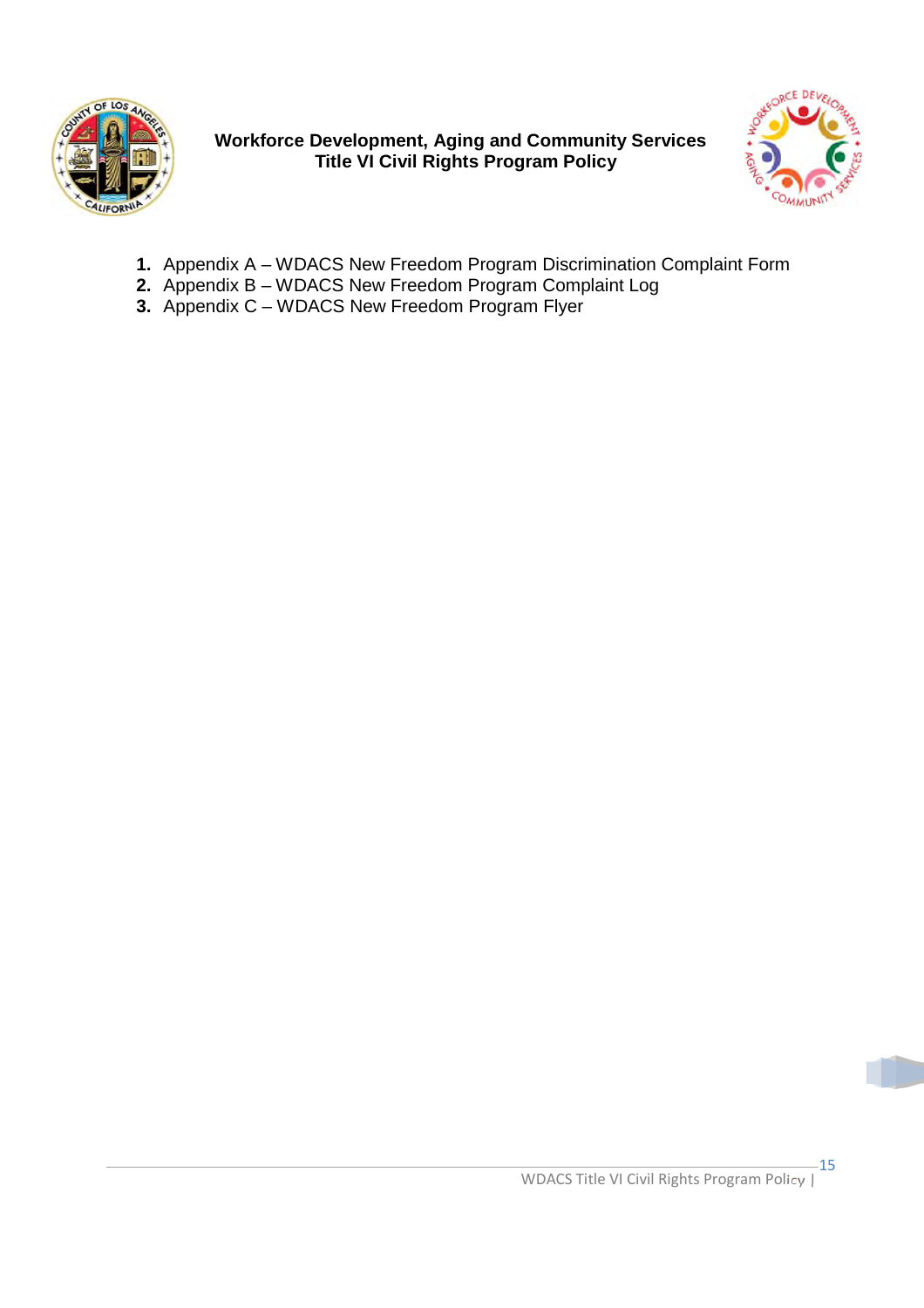1. Appendix A – WDACS New Freedom Program Discrimination Complaint Form
2. Appendix B – WDACS New Freedom Program Complaint Log
3. Appendix C – WDACS New Freedom Program Flyer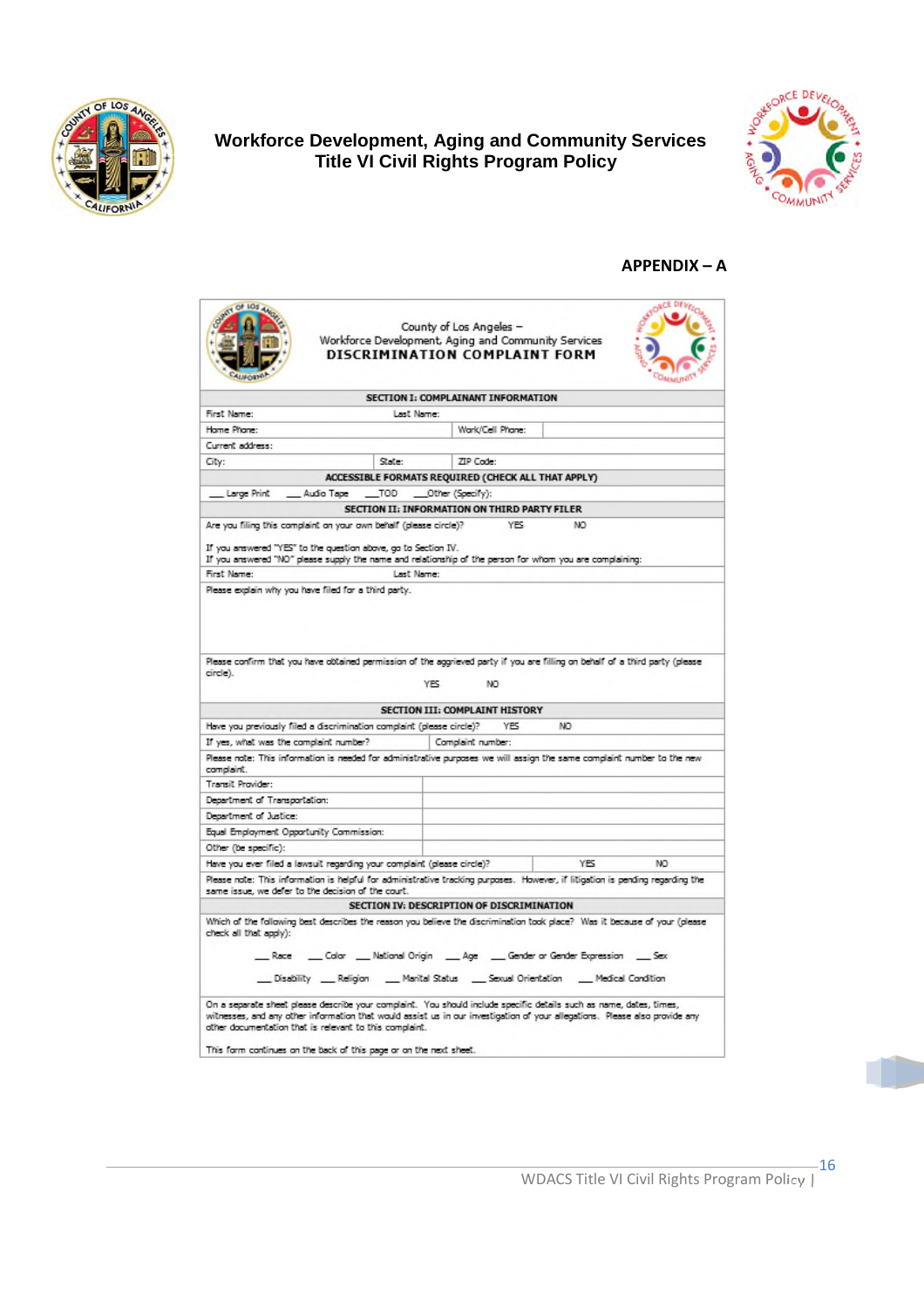**APPENDIX – A**

County of Los Angeles –
Workforce Development, Aging and Community Services
**DISCRIMINATION COMPLAINT FORM**

| **SECTION I: COMPLAINANT INFORMATION** | | | |
|---|---|---|---|
| First Name: | Last Name: | | |
| Home Phone: | | Work/Cell Phone: | |
| Current address: | | | |
| City: | State: | ZIP Code: | |
| **ACCESSIBLE FORMATS REQUIRED (CHECK ALL THAT APPLY)** | | | |
| ___ Large Print ___ Audio Tape ___TOD ___Other (Specify): | | | |

| **SECTION II: INFORMATION ON THIRD PARTY FILER** | |
|---|---|
| Are you filing this complaint on your own behalf (please circle)? YES NO<br>If you answered "YES" to the question above, go to Section IV.<br>If you answered "NO" please supply the name and relationship of the person for whom you are complaining: | |
| First Name: | Last Name: |
| Please explain why you have filed for a third party. | |
| Please confirm that you have obtained permission of the aggrieved party if you are filing on behalf of a third party (please circle).<br>YES NO | |

| **SECTION III: COMPLAINT HISTORY** | |
|---|---|
| Have you previously filed a discrimination complaint (please circle)? YES NO | |
| If yes, what was the complaint number? | Complaint number: |
| Please note: This information is needed for administrative purposes we will assign the same complaint number to the new complaint. | |
| Transit Provider: | |
| Department of Transportation: | |
| Department of Justice: | |
| Equal Employment Opportunity Commission: | |
| Other (be specific): | |
| Have you ever filed a lawsuit regarding your complaint (please circle)? YES NO | |
| Please note: This information is helpful for administrative tracking purposes. However, if litigation is pending regarding the same issue, we defer to the decision of the court. | |

| **SECTION IV: DESCRIPTION OF DISCRIMINATION** |
|---|
| Which of the following best describes the reason you believe the discrimination took place? Was it because of your (please check all that apply):<br>___ Race ___ Color ___ National Origin ___ Age ___ Gender or Gender Expression ___ Sex<br>___ Disability ___ Religion ___ Marital Status ___ Sexual Orientation ___ Medical Condition |
| On a separate sheet please describe your complaint. You should include specific details such as name, dates, times, witnesses, and any other information that would assist us in our investigation of your allegations. Please also provide any other documentation that is relevant to this complaint.<br>This form continues on the back of this page or on the next sheet. |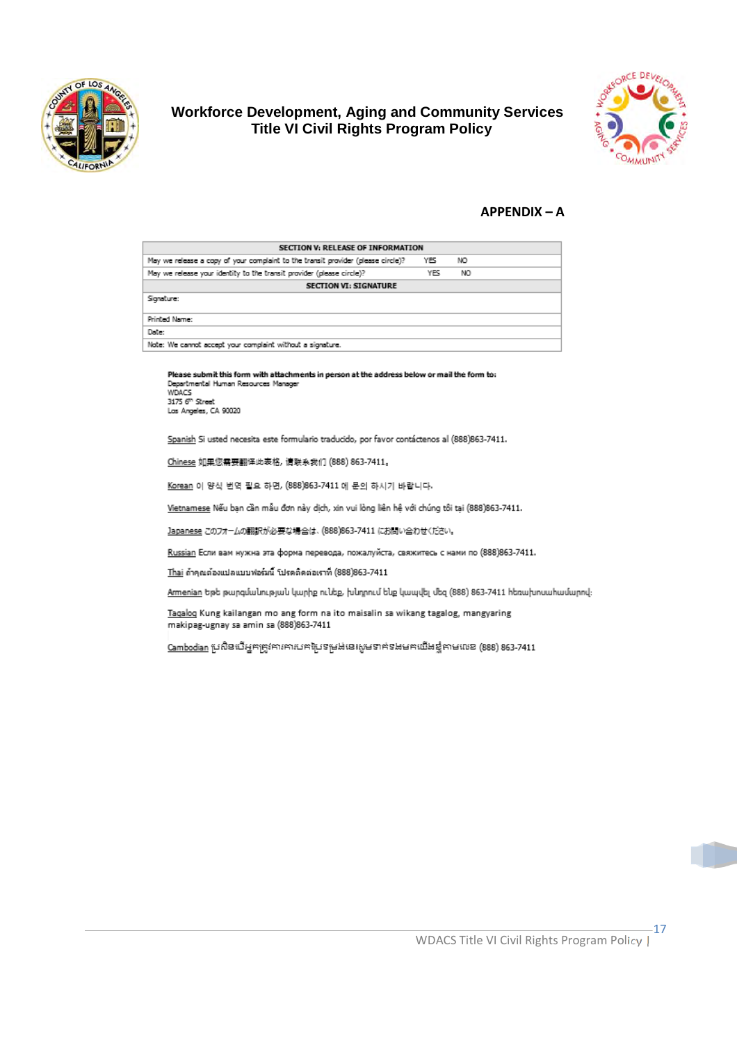# Workforce Development, Aging and Community Services
## Title VI Civil Rights Program Policy

**APPENDIX – A**

| SECTION V: RELEASE OF INFORMATION | | |
|---|---|---|
| May we release a copy of your complaint to the transit provider (please circle)? | YES | NO |
| May we release your identity to the transit provider (please circle)? | YES | NO |
| **SECTION VI: SIGNATURE** | | |
| Signature: | | |
| Printed Name: | | |
| Date: | | |
| Note: We cannot accept your complaint without a signature. | | |

**Please submit this form with attachments in person at the address below or mail the form to:**
Departmental Human Resources Manager
WDACS
3175 6th Street
Los Angeles, CA 90020

Spanish Si usted necesita este formulario traducido, por favor contáctenos al (888)863-7411.

Chinese 如果您需要翻译此表格，请联系我们 (888) 863-7411。

Korean 이 양식 번역 필요 하면, (888)863-7411 에 문의 하시기 바랍니다.

Vietnamese Nếu bạn cần mẫu đơn này dịch, xin vui lòng liên hệ với chúng tôi tại (888)863-7411.

Japanese このフォームの翻訳が必要な場合は、(888)863-7411 にお問い合わせください。

Russian Если вам нужна эта форма перевода, пожалуйста, свяжитесь с нами по (888)863-7411.

Thai ถ้าคุณต้องแปลแบบฟอร์มนี้ โปรดติดต่อเราที่ (888)863-7411

Armenian Եթե թարգմանության կարիք ունեք, խնդրում ենք կապվել մեզ (888) 863-7411 հեռախոսահամարով:

Tagalog Kung kailangan mo ang form na ito maisalin sa wikang tagalog, mangyaring makipag-ugnay sa amin sa (888)863-7411

Cambodian ប្រសិនបើអ្នកត្រូវការការបកប្រែទម្រង់នេះសូមទាក់ទងមកយើងខ្ញុំតាមលេខ (888) 863-7411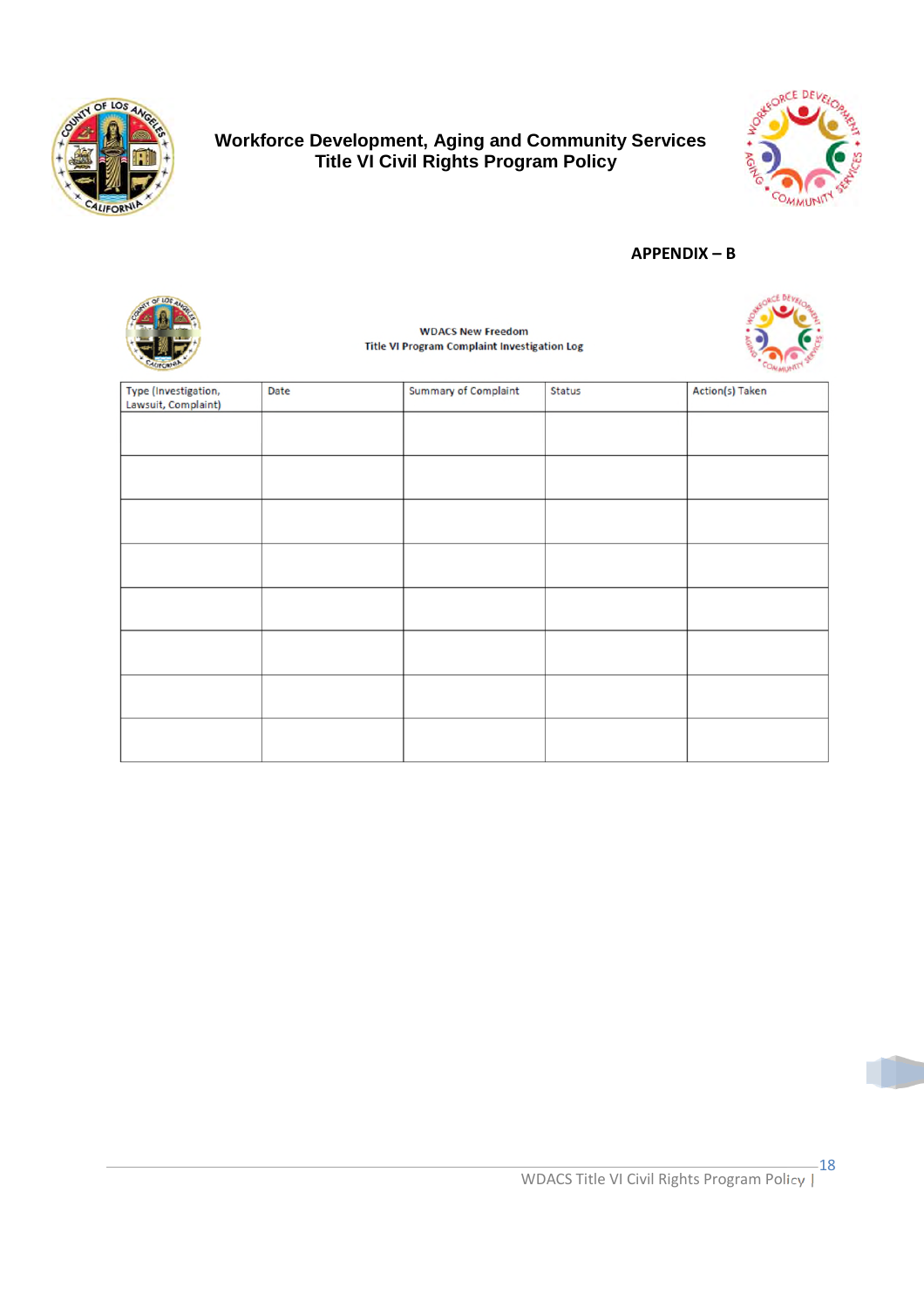**APPENDIX – B**

**WDACS New Freedom**
**Title VI Program Complaint Investigation Log**

| Type (Investigation, Lawsuit, Complaint) | Date | Summary of Complaint | Status | Action(s) Taken |
|---|---|---|---|---|
| | | | | |
| | | | | |
| | | | | |
| | | | | |
| | | | | |
| | | | | |
| | | | | |
| | | | | |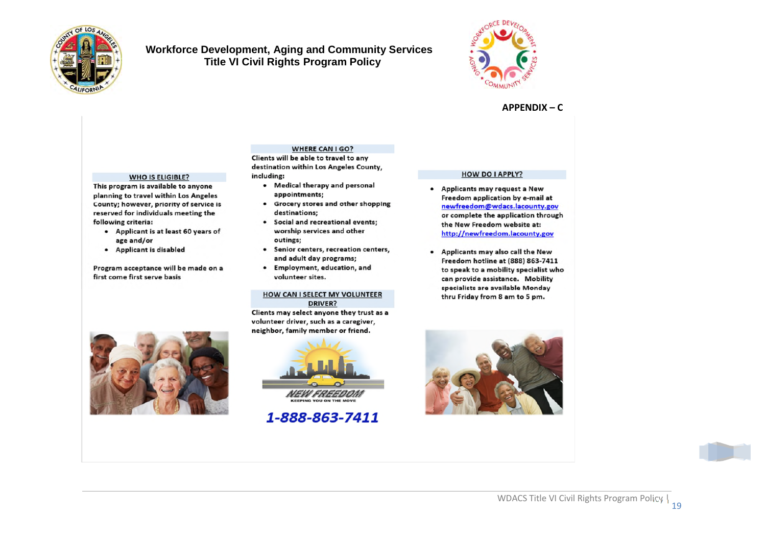**Workforce Development, Aging and Community Services**
**Title VI Civil Rights Program Policy**

**APPENDIX – C**

### WHO IS ELIGIBLE?

This program is available to anyone planning to travel within Los Angeles County; however, priority of service is reserved for individuals meeting the following criteria:

- Applicant is at least 60 years of age and/or
- Applicant is disabled

Program acceptance will be made on a first come first serve basis

### WHERE CAN I GO?

Clients will be able to travel to any destination within Los Angeles County, including:

- Medical therapy and personal appointments;
- Grocery stores and other shopping destinations;
- Social and recreational events; worship services and other outings;
- Senior centers, recreation centers, and adult day programs;
- Employment, education, and volunteer sites.

### HOW CAN I SELECT MY VOLUNTEER DRIVER?

Clients may select anyone they trust as a volunteer driver, such as a caregiver, neighbor, family member or friend.

NEW FREEDOM
KEEPING YOU ON THE MOVE

**1-888-863-7411**

### HOW DO I APPLY?

- Applicants may request a New Freedom application by e-mail at newfreedom@wdacs.lacounty.gov or complete the application through the New Freedom website at: http://newfreedom.lacounty.gov
- Applicants may also call the New Freedom hotline at (888) 863-7411 to speak to a mobility specialist who can provide assistance. Mobility specialists are available Monday thru Friday from 8 am to 5 pm.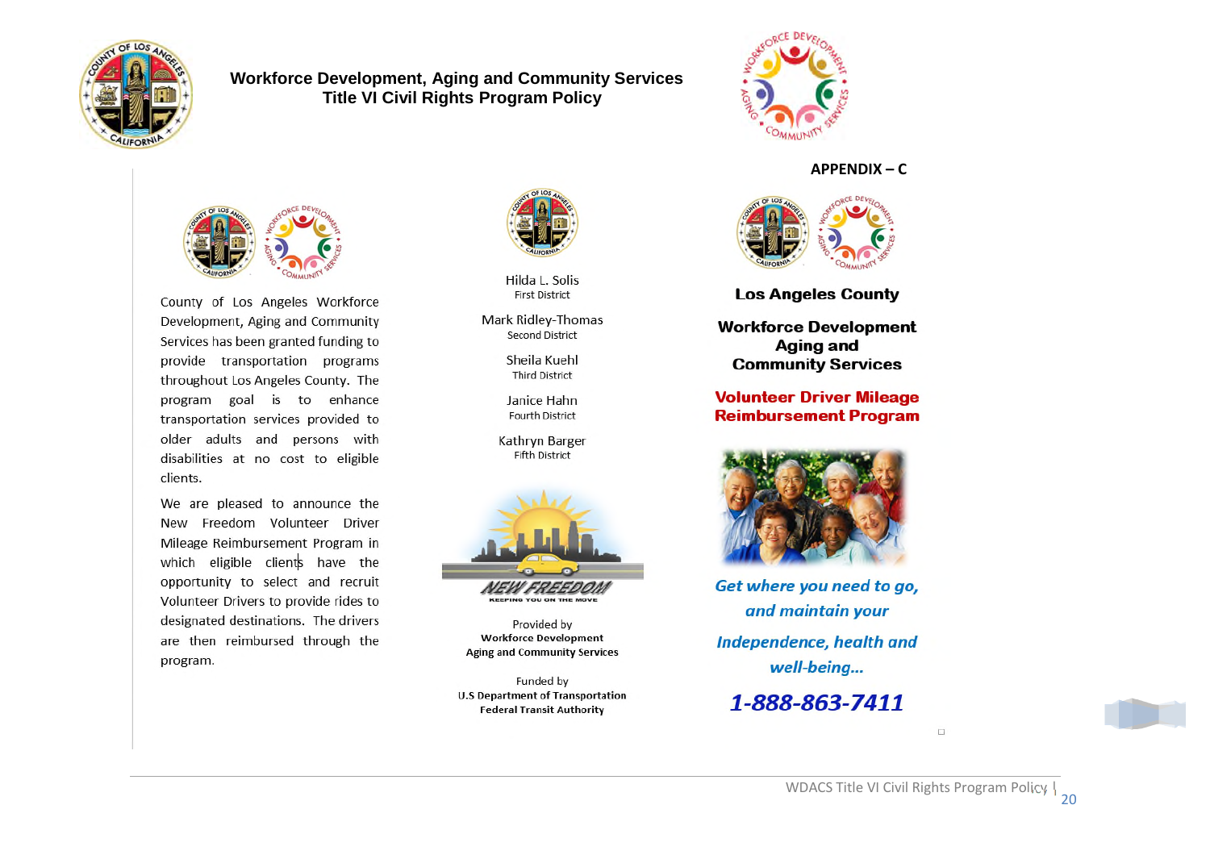# Workforce Development, Aging and Community Services Title VI Civil Rights Program Policy

## APPENDIX – C

County of Los Angeles Workforce Development, Aging and Community Services has been granted funding to provide transportation programs throughout Los Angeles County. The program goal is to enhance transportation services provided to older adults and persons with disabilities at no cost to eligible clients.

We are pleased to announce the New Freedom Volunteer Driver Mileage Reimbursement Program in which eligible clients have the opportunity to select and recruit Volunteer Drivers to provide rides to designated destinations. The drivers are then reimbursed through the program.

Hilda L. Solis
First District

Mark Ridley-Thomas
Second District

Sheila Kuehl
Third District

Janice Hahn
Fourth District

Kathryn Barger
Fifth District

NEW FREEDOM
KEEPING YOU ON THE MOVE

Provided by
**Workforce Development**
**Aging and Community Services**

Funded by
**U.S Department of Transportation**
**Federal Transit Authority**

**Los Angeles County**

**Workforce Development Aging and Community Services**

**Volunteer Driver Mileage Reimbursement Program**

***Get where you need to go, and maintain your Independence, health and well-being...***

***1-888-863-7411***